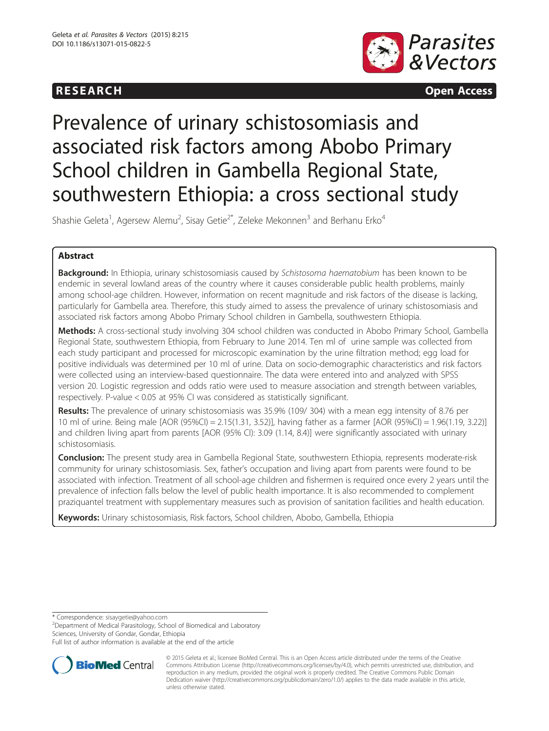RESEARCH **Open Access**

# Prevalence of urinary schistosomiasis and associated risk factors among Abobo Primary School children in Gambella Regional State, southwestern Ethiopia: a cross sectional study

Shashie Geleta[1], Agersew Alemu[2], Sisay Getie[2*], Zeleke Mekonnen[3] and Berhanu Erko[4]

## Abstract

**Background:** In Ethiopia, urinary schistosomiasis caused by *Schistosoma haematobium* has been known to be endemic in several lowland areas of the country where it causes considerable public health problems, mainly among school-age children. However, information on recent magnitude and risk factors of the disease is lacking, particularly for Gambella area. Therefore, this study aimed to assess the prevalence of urinary schistosomiasis and associated risk factors among Abobo Primary School children in Gambella, southwestern Ethiopia.

**Methods:** A cross-sectional study involving 304 school children was conducted in Abobo Primary School, Gambella Regional State, southwestern Ethiopia, from February to June 2014. Ten ml of urine sample was collected from each study participant and processed for microscopic examination by the urine filtration method; egg load for positive individuals was determined per 10 ml of urine. Data on socio-demographic characteristics and risk factors were collected using an interview-based questionnaire. The data were entered into and analyzed with SPSS version 20. Logistic regression and odds ratio were used to measure association and strength between variables, respectively. P-value < 0.05 at 95% CI was considered as statistically significant.

**Results:** The prevalence of urinary schistosomiasis was 35.9% (109/ 304) with a mean egg intensity of 8.76 per 10 ml of urine. Being male [AOR (95%CI) = 2.15(1.31, 3.52)], having father as a farmer [AOR (95%CI) = 1.96(1.19, 3.22)] and children living apart from parents [AOR (95% CI): 3.09 (1.14, 8.4)] were significantly associated with urinary schistosomiasis.

**Conclusion:** The present study area in Gambella Regional State, southwestern Ethiopia, represents moderate-risk community for urinary schistosomiasis. Sex, father's occupation and living apart from parents were found to be associated with infection. Treatment of all school-age children and fishermen is required once every 2 years until the prevalence of infection falls below the level of public health importance. It is also recommended to complement praziquantel treatment with supplementary measures such as provision of sanitation facilities and health education.

**Keywords:** Urinary schistosomiasis, Risk factors, School children, Abobo, Gambella, Ethiopia

\* Correspondence: sisaygetie@yahoo.com
[2]Department of Medical Parasitology, School of Biomedical and Laboratory Sciences, University of Gondar, Gondar, Ethiopia
Full list of author information is available at the end of the article

© 2015 Geleta et al.; licensee BioMed Central. This is an Open Access article distributed under the terms of the Creative Commons Attribution License (http://creativecommons.org/licenses/by/4.0), which permits unrestricted use, distribution, and reproduction in any medium, provided the original work is properly credited. The Creative Commons Public Domain Dedication waiver (http://creativecommons.org/publicdomain/zero/1.0/) applies to the data made available in this article, unless otherwise stated.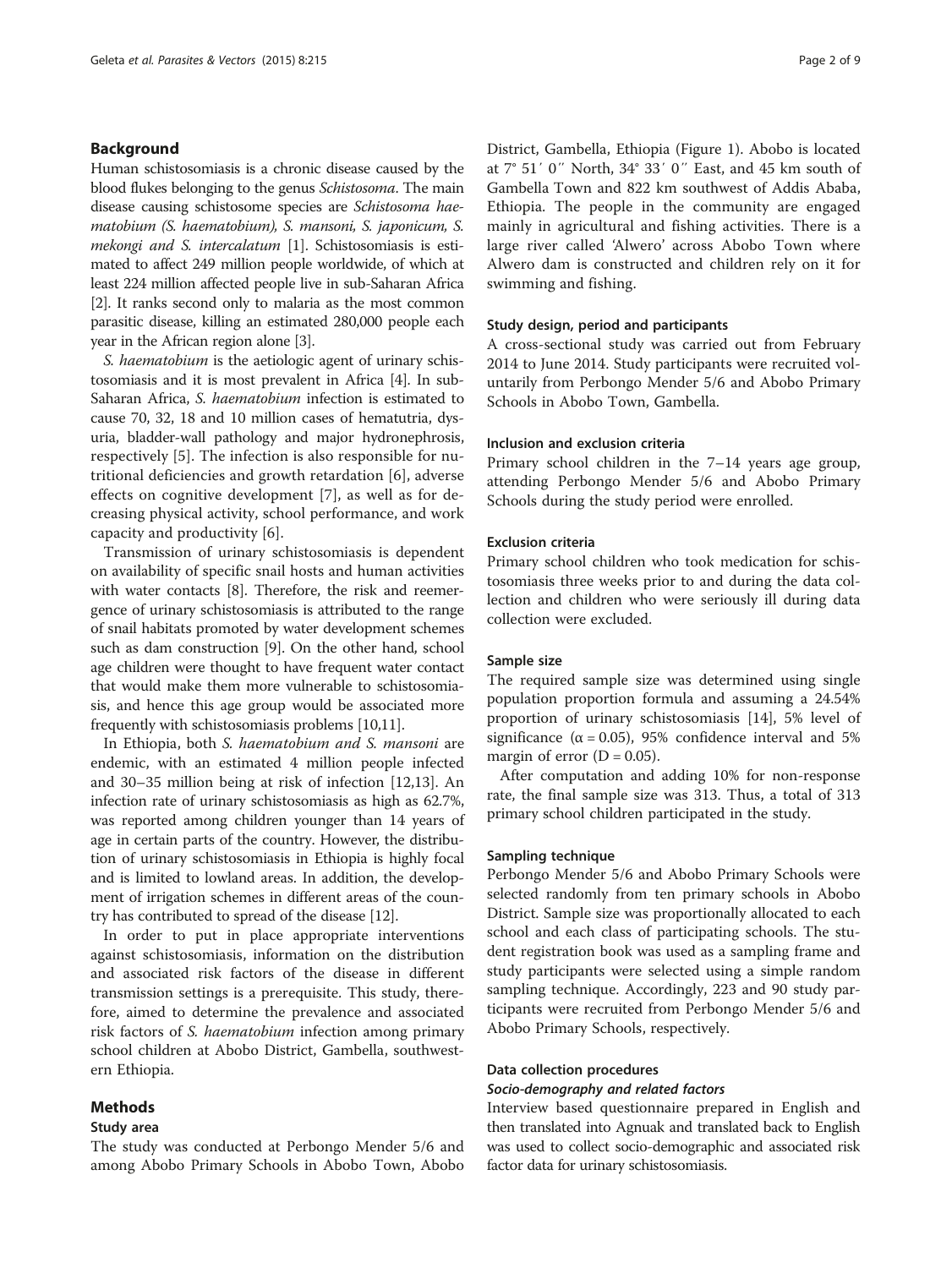## Background

Human schistosomiasis is a chronic disease caused by the blood flukes belonging to the genus *Schistosoma*. The main disease causing schistosome species are *Schistosoma haematobium (S. haematobium), S. mansoni, S. japonicum, S. mekongi and S. intercalatum* [1]. Schistosomiasis is estimated to affect 249 million people worldwide, of which at least 224 million affected people live in sub-Saharan Africa [2]. It ranks second only to malaria as the most common parasitic disease, killing an estimated 280,000 people each year in the African region alone [3].

*S. haematobium* is the aetiologic agent of urinary schistosomiasis and it is most prevalent in Africa [4]. In sub-Saharan Africa, *S. haematobium* infection is estimated to cause 70, 32, 18 and 10 million cases of hematutria, dysuria, bladder-wall pathology and major hydronephrosis, respectively [5]. The infection is also responsible for nutritional deficiencies and growth retardation [6], adverse effects on cognitive development [7], as well as for decreasing physical activity, school performance, and work capacity and productivity [6].

Transmission of urinary schistosomiasis is dependent on availability of specific snail hosts and human activities with water contacts [8]. Therefore, the risk and reemergence of urinary schistosomiasis is attributed to the range of snail habitats promoted by water development schemes such as dam construction [9]. On the other hand, school age children were thought to have frequent water contact that would make them more vulnerable to schistosomiasis, and hence this age group would be associated more frequently with schistosomiasis problems [10,11].

In Ethiopia, both *S. haematobium and S. mansoni* are endemic, with an estimated 4 million people infected and 30–35 million being at risk of infection [12,13]. An infection rate of urinary schistosomiasis as high as 62.7%, was reported among children younger than 14 years of age in certain parts of the country. However, the distribution of urinary schistosomiasis in Ethiopia is highly focal and is limited to lowland areas. In addition, the development of irrigation schemes in different areas of the country has contributed to spread of the disease [12].

In order to put in place appropriate interventions against schistosomiasis, information on the distribution and associated risk factors of the disease in different transmission settings is a prerequisite. This study, therefore, aimed to determine the prevalence and associated risk factors of *S. haematobium* infection among primary school children at Abobo District, Gambella, southwestern Ethiopia.

## Methods

### Study area

The study was conducted at Perbongo Mender 5/6 and among Abobo Primary Schools in Abobo Town, Abobo District, Gambella, Ethiopia (Figure 1). Abobo is located at 7° 51′ 0″ North, 34° 33′ 0″ East, and 45 km south of Gambella Town and 822 km southwest of Addis Ababa, Ethiopia. The people in the community are engaged mainly in agricultural and fishing activities. There is a large river called 'Alwero' across Abobo Town where Alwero dam is constructed and children rely on it for swimming and fishing.

### Study design, period and participants

A cross-sectional study was carried out from February 2014 to June 2014. Study participants were recruited voluntarily from Perbongo Mender 5/6 and Abobo Primary Schools in Abobo Town, Gambella.

### Inclusion and exclusion criteria

Primary school children in the 7–14 years age group, attending Perbongo Mender 5/6 and Abobo Primary Schools during the study period were enrolled.

### Exclusion criteria

Primary school children who took medication for schistosomiasis three weeks prior to and during the data collection and children who were seriously ill during data collection were excluded.

### Sample size

The required sample size was determined using single population proportion formula and assuming a 24.54% proportion of urinary schistosomiasis [14], 5% level of significance ($\alpha = 0.05$), 95% confidence interval and 5% margin of error ($D = 0.05$).

After computation and adding 10% for non-response rate, the final sample size was 313. Thus, a total of 313 primary school children participated in the study.

### Sampling technique

Perbongo Mender 5/6 and Abobo Primary Schools were selected randomly from ten primary schools in Abobo District. Sample size was proportionally allocated to each school and each class of participating schools. The student registration book was used as a sampling frame and study participants were selected using a simple random sampling technique. Accordingly, 223 and 90 study participants were recruited from Perbongo Mender 5/6 and Abobo Primary Schools, respectively.

### Data collection procedures

#### *Socio-demography and related factors*

Interview based questionnaire prepared in English and then translated into Agnuak and translated back to English was used to collect socio-demographic and associated risk factor data for urinary schistosomiasis.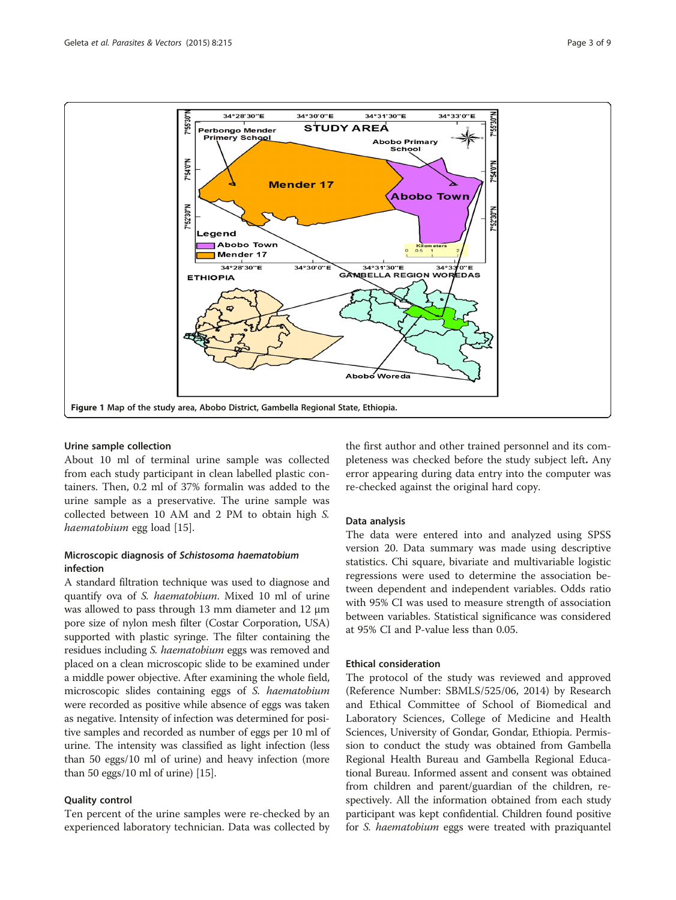Figure 1 Map of the study area, Abobo District, Gambella Regional State, Ethiopia.

### Urine sample collection

About 10 ml of terminal urine sample was collected from each study participant in clean labelled plastic containers. Then, 0.2 ml of 37% formalin was added to the urine sample as a preservative. The urine sample was collected between 10 AM and 2 PM to obtain high *S. haematobium* egg load [15].

### Microscopic diagnosis of *Schistosoma haematobium* infection

A standard filtration technique was used to diagnose and quantify ova of *S. haematobium*. Mixed 10 ml of urine was allowed to pass through 13 mm diameter and 12 μm pore size of nylon mesh filter (Costar Corporation, USA) supported with plastic syringe. The filter containing the residues including *S. haematobium* eggs was removed and placed on a clean microscopic slide to be examined under a middle power objective. After examining the whole field, microscopic slides containing eggs of *S. haematobium* were recorded as positive while absence of eggs was taken as negative. Intensity of infection was determined for positive samples and recorded as number of eggs per 10 ml of urine. The intensity was classified as light infection (less than 50 eggs/10 ml of urine) and heavy infection (more than 50 eggs/10 ml of urine) [15].

### Quality control

Ten percent of the urine samples were re-checked by an experienced laboratory technician. Data was collected by the first author and other trained personnel and its completeness was checked before the study subject left. Any error appearing during data entry into the computer was re-checked against the original hard copy.

### Data analysis

The data were entered into and analyzed using SPSS version 20. Data summary was made using descriptive statistics. Chi square, bivariate and multivariable logistic regressions were used to determine the association between dependent and independent variables. Odds ratio with 95% CI was used to measure strength of association between variables. Statistical significance was considered at 95% CI and P-value less than 0.05.

### Ethical consideration

The protocol of the study was reviewed and approved (Reference Number: SBMLS/525/06, 2014) by Research and Ethical Committee of School of Biomedical and Laboratory Sciences, College of Medicine and Health Sciences, University of Gondar, Gondar, Ethiopia. Permission to conduct the study was obtained from Gambella Regional Health Bureau and Gambella Regional Educational Bureau. Informed assent and consent was obtained from children and parent/guardian of the children, respectively. All the information obtained from each study participant was kept confidential. Children found positive for *S. haematobium* eggs were treated with praziquantel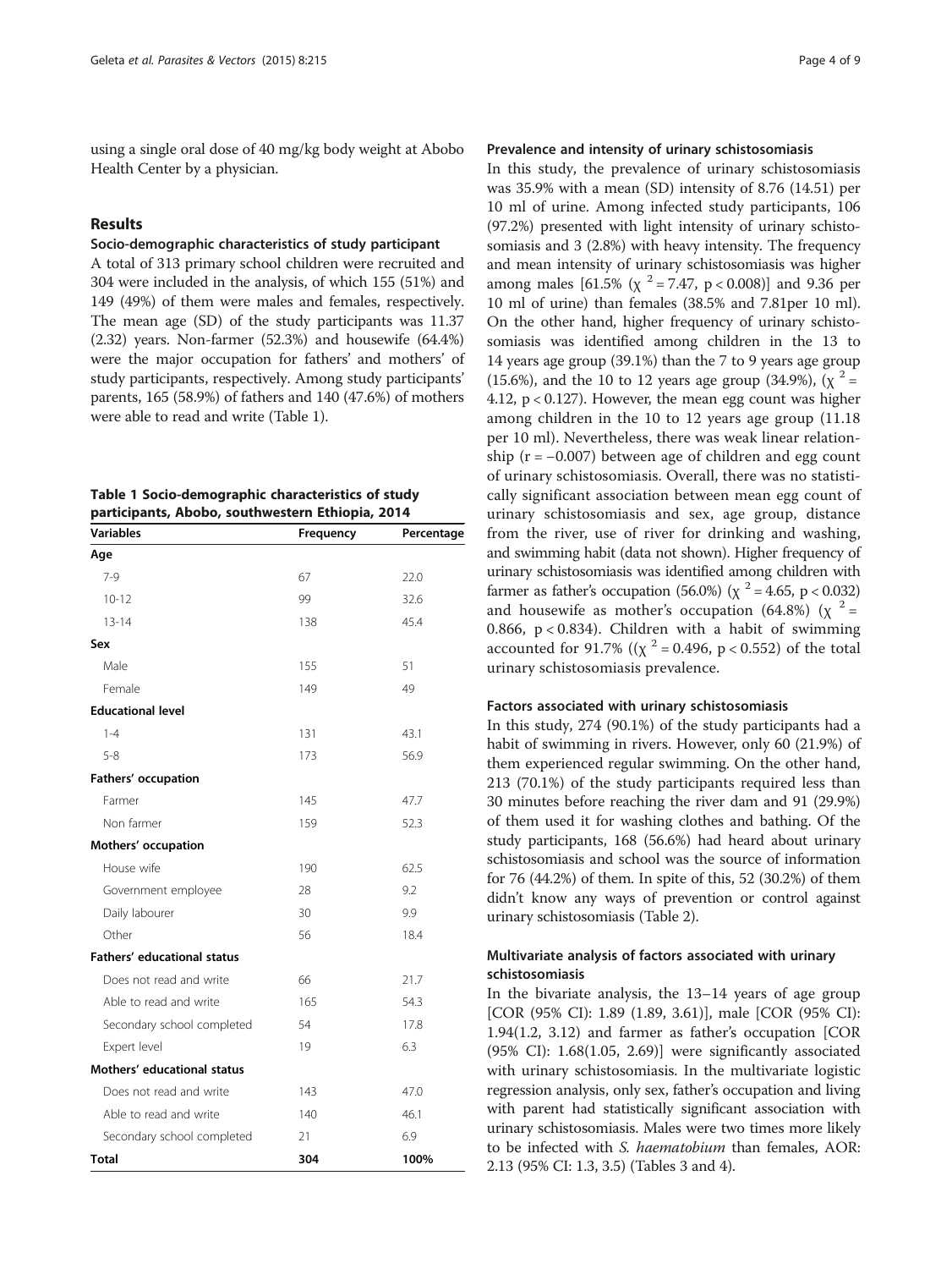using a single oral dose of 40 mg/kg body weight at Abobo Health Center by a physician.

## Results

### Socio-demographic characteristics of study participant

A total of 313 primary school children were recruited and 304 were included in the analysis, of which 155 (51%) and 149 (49%) of them were males and females, respectively. The mean age (SD) of the study participants was 11.37 (2.32) years. Non-farmer (52.3%) and housewife (64.4%) were the major occupation for fathers' and mothers' of study participants, respectively. Among study participants' parents, 165 (58.9%) of fathers and 140 (47.6%) of mothers were able to read and write (Table 1).

**Table 1 Socio-demographic characteristics of study participants, Abobo, southwestern Ethiopia, 2014**

| Variables | Frequency | Percentage |
|---|---|---|
| **Age** | | |
| 7-9 | 67 | 22.0 |
| 10-12 | 99 | 32.6 |
| 13-14 | 138 | 45.4 |
| **Sex** | | |
| Male | 155 | 51 |
| Female | 149 | 49 |
| **Educational level** | | |
| 1-4 | 131 | 43.1 |
| 5-8 | 173 | 56.9 |
| **Fathers' occupation** | | |
| Farmer | 145 | 47.7 |
| Non farmer | 159 | 52.3 |
| **Mothers' occupation** | | |
| House wife | 190 | 62.5 |
| Government employee | 28 | 9.2 |
| Daily labourer | 30 | 9.9 |
| Other | 56 | 18.4 |
| **Fathers' educational status** | | |
| Does not read and write | 66 | 21.7 |
| Able to read and write | 165 | 54.3 |
| Secondary school completed | 54 | 17.8 |
| Expert level | 19 | 6.3 |
| **Mothers' educational status** | | |
| Does not read and write | 143 | 47.0 |
| Able to read and write | 140 | 46.1 |
| Secondary school completed | 21 | 6.9 |
| **Total** | **304** | **100%** |

### Prevalence and intensity of urinary schistosomiasis

In this study, the prevalence of urinary schistosomiasis was 35.9% with a mean (SD) intensity of 8.76 (14.51) per 10 ml of urine. Among infected study participants, 106 (97.2%) presented with light intensity of urinary schistosomiasis and 3 (2.8%) with heavy intensity. The frequency and mean intensity of urinary schistosomiasis was higher among males [61.5% ($\chi^2 = 7.47$, $p < 0.008$)] and 9.36 per 10 ml of urine) than females (38.5% and 7.81per 10 ml). On the other hand, higher frequency of urinary schistosomiasis was identified among children in the 13 to 14 years age group (39.1%) than the 7 to 9 years age group (15.6%), and the 10 to 12 years age group (34.9%), ($\chi^2 = 4.12$, $p < 0.127$). However, the mean egg count was higher among children in the 10 to 12 years age group (11.18 per 10 ml). Nevertheless, there was weak linear relationship ($r = -0.007$) between age of children and egg count of urinary schistosomiasis. Overall, there was no statistically significant association between mean egg count of urinary schistosomiasis and sex, age group, distance from the river, use of river for drinking and washing, and swimming habit (data not shown). Higher frequency of urinary schistosomiasis was identified among children with farmer as father's occupation (56.0%) ($\chi^2 = 4.65$, $p < 0.032$) and housewife as mother's occupation (64.8%) ($\chi^2 = 0.866$, $p < 0.834$). Children with a habit of swimming accounted for 91.7% (($\chi^2 = 0.496$, $p < 0.552$) of the total urinary schistosomiasis prevalence.

### Factors associated with urinary schistosomiasis

In this study, 274 (90.1%) of the study participants had a habit of swimming in rivers. However, only 60 (21.9%) of them experienced regular swimming. On the other hand, 213 (70.1%) of the study participants required less than 30 minutes before reaching the river dam and 91 (29.9%) of them used it for washing clothes and bathing. Of the study participants, 168 (56.6%) had heard about urinary schistosomiasis and school was the source of information for 76 (44.2%) of them. In spite of this, 52 (30.2%) of them didn't know any ways of prevention or control against urinary schistosomiasis (Table 2).

### Multivariate analysis of factors associated with urinary schistosomiasis

In the bivariate analysis, the 13–14 years of age group [COR (95% CI): 1.89 (1.89, 3.61)], male [COR (95% CI): 1.94(1.2, 3.12) and farmer as father's occupation [COR (95% CI): 1.68(1.05, 2.69)] were significantly associated with urinary schistosomiasis. In the multivariate logistic regression analysis, only sex, father's occupation and living with parent had statistically significant association with urinary schistosomiasis. Males were two times more likely to be infected with *S. haematobium* than females, AOR: 2.13 (95% CI: 1.3, 3.5) (Tables 3 and 4).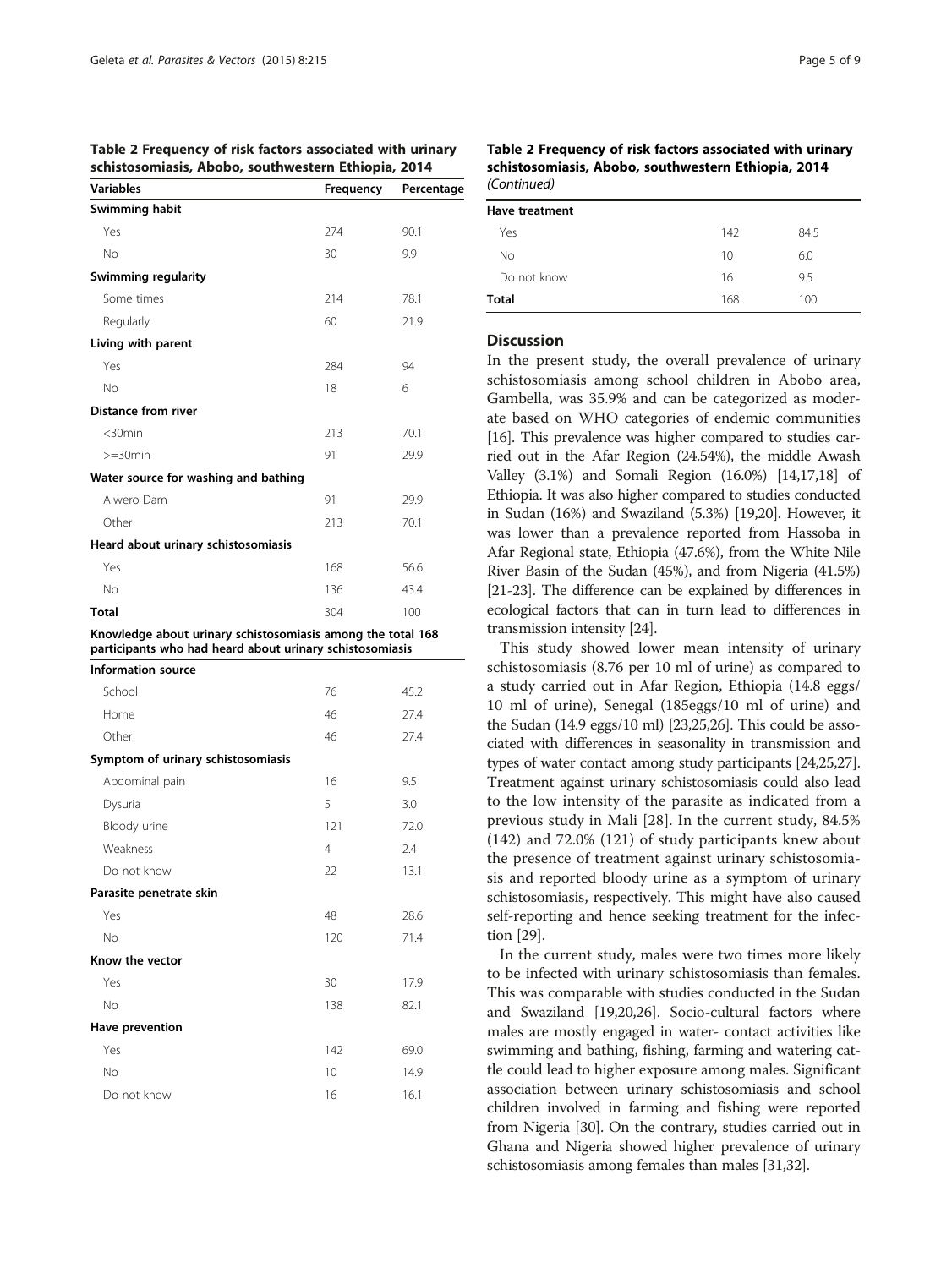**Table 2 Frequency of risk factors associated with urinary schistosomiasis, Abobo, southwestern Ethiopia, 2014**

| Variables | Frequency | Percentage |
|---|---|---|
| **Swimming habit** | | |
| Yes | 274 | 90.1 |
| No | 30 | 9.9 |
| **Swimming regularity** | | |
| Some times | 214 | 78.1 |
| Regularly | 60 | 21.9 |
| **Living with parent** | | |
| Yes | 284 | 94 |
| No | 18 | 6 |
| **Distance from river** | | |
| <30min | 213 | 70.1 |
| >=30min | 91 | 29.9 |
| **Water source for washing and bathing** | | |
| Alwero Dam | 91 | 29.9 |
| Other | 213 | 70.1 |
| **Heard about urinary schistosomiasis** | | |
| Yes | 168 | 56.6 |
| No | 136 | 43.4 |
| **Total** | 304 | 100 |
| **Knowledge about urinary schistosomiasis among the total 168 participants who had heard about urinary schistosomiasis** | | |
| **Information source** | | |
| School | 76 | 45.2 |
| Home | 46 | 27.4 |
| Other | 46 | 27.4 |
| **Symptom of urinary schistosomiasis** | | |
| Abdominal pain | 16 | 9.5 |
| Dysuria | 5 | 3.0 |
| Bloody urine | 121 | 72.0 |
| Weakness | 4 | 2.4 |
| Do not know | 22 | 13.1 |
| **Parasite penetrate skin** | | |
| Yes | 48 | 28.6 |
| No | 120 | 71.4 |
| **Know the vector** | | |
| Yes | 30 | 17.9 |
| No | 138 | 82.1 |
| **Have prevention** | | |
| Yes | 142 | 69.0 |
| No | 10 | 14.9 |
| Do not know | 16 | 16.1 |
| **Have treatment** | | |
| Yes | 142 | 84.5 |
| No | 10 | 6.0 |
| Do not know | 16 | 9.5 |
| **Total** | 168 | 100 |

## Discussion

In the present study, the overall prevalence of urinary schistosomiasis among school children in Abobo area, Gambella, was 35.9% and can be categorized as moderate based on WHO categories of endemic communities [16]. This prevalence was higher compared to studies carried out in the Afar Region (24.54%), the middle Awash Valley (3.1%) and Somali Region (16.0%) [14,17,18] of Ethiopia. It was also higher compared to studies conducted in Sudan (16%) and Swaziland (5.3%) [19,20]. However, it was lower than a prevalence reported from Hassoba in Afar Regional state, Ethiopia (47.6%), from the White Nile River Basin of the Sudan (45%), and from Nigeria (41.5%) [21-23]. The difference can be explained by differences in ecological factors that can in turn lead to differences in transmission intensity [24].

This study showed lower mean intensity of urinary schistosomiasis (8.76 per 10 ml of urine) as compared to a study carried out in Afar Region, Ethiopia (14.8 eggs/10 ml of urine), Senegal (185eggs/10 ml of urine) and the Sudan (14.9 eggs/10 ml) [23,25,26]. This could be associated with differences in seasonality in transmission and types of water contact among study participants [24,25,27]. Treatment against urinary schistosomiasis could also lead to the low intensity of the parasite as indicated from a previous study in Mali [28]. In the current study, 84.5% (142) and 72.0% (121) of study participants knew about the presence of treatment against urinary schistosomiasis and reported bloody urine as a symptom of urinary schistosomiasis, respectively. This might have also caused self-reporting and hence seeking treatment for the infection [29].

In the current study, males were two times more likely to be infected with urinary schistosomiasis than females. This was comparable with studies conducted in the Sudan and Swaziland [19,20,26]. Socio-cultural factors where males are mostly engaged in water- contact activities like swimming and bathing, fishing, farming and watering cattle could lead to higher exposure among males. Significant association between urinary schistosomiasis and school children involved in farming and fishing were reported from Nigeria [30]. On the contrary, studies carried out in Ghana and Nigeria showed higher prevalence of urinary schistosomiasis among females than males [31,32].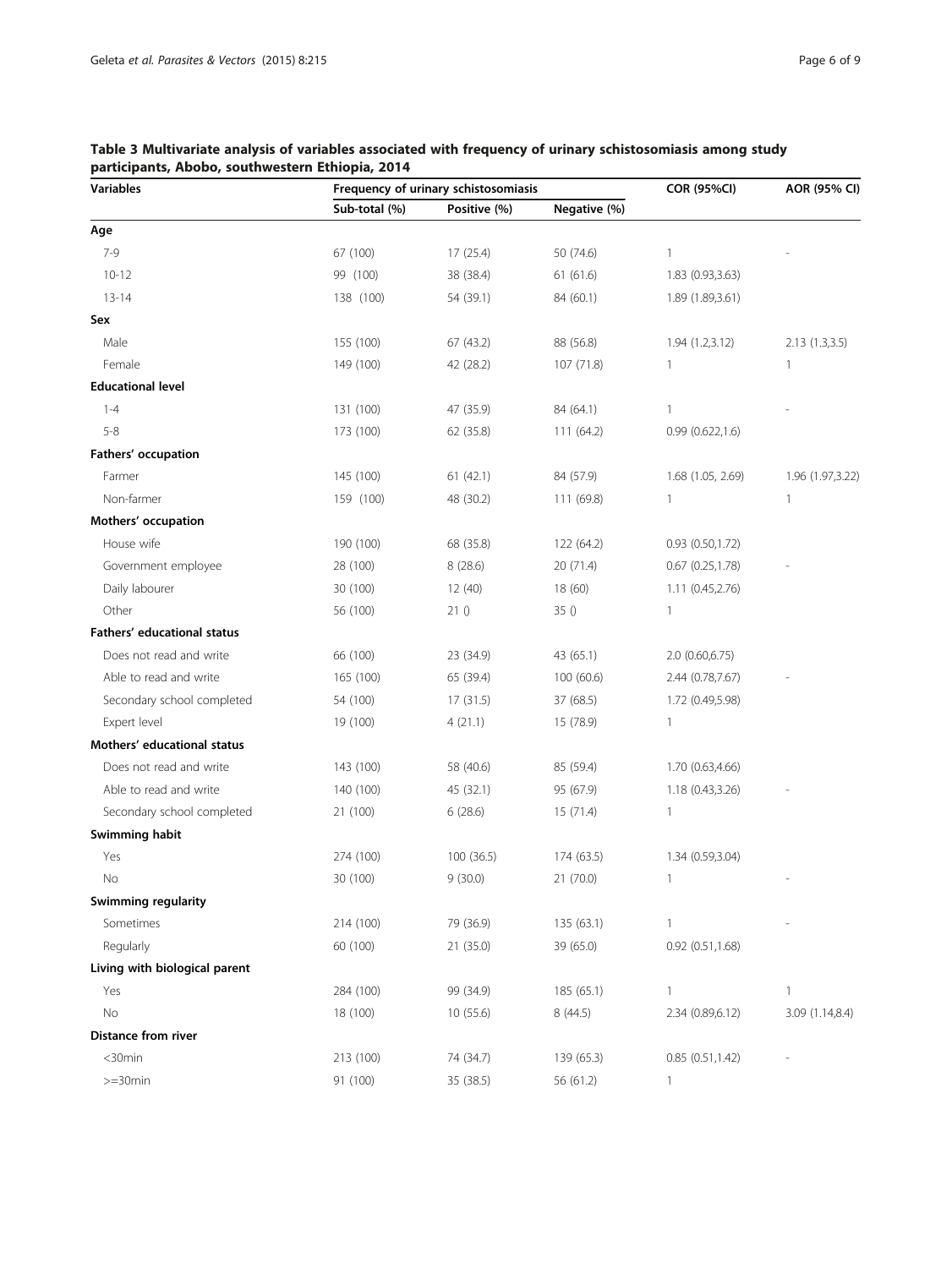**Table 3 Multivariate analysis of variables associated with frequency of urinary schistosomiasis among study participants, Abobo, southwestern Ethiopia, 2014**

| Variables | Frequency of urinary schistosomiasis | | | COR (95%CI) | AOR (95% CI) |
|---|---|---|---|---|---|
| | Sub-total (%) | Positive (%) | Negative (%) | | |
| **Age** | | | | | |
| 7-9 | 67 (100) | 17 (25.4) | 50 (74.6) | 1 | - |
| 10-12 | 99 (100) | 38 (38.4) | 61 (61.6) | 1.83 (0.93,3.63) | |
| 13-14 | 138 (100) | 54 (39.1) | 84 (60.1) | 1.89 (1.89,3.61) | |
| **Sex** | | | | | |
| Male | 155 (100) | 67 (43.2) | 88 (56.8) | 1.94 (1.2,3.12) | 2.13 (1.3,3.5) |
| Female | 149 (100) | 42 (28.2) | 107 (71.8) | 1 | 1 |
| **Educational level** | | | | | |
| 1-4 | 131 (100) | 47 (35.9) | 84 (64.1) | 1 | - |
| 5-8 | 173 (100) | 62 (35.8) | 111 (64.2) | 0.99 (0.622,1.6) | |
| **Fathers' occupation** | | | | | |
| Farmer | 145 (100) | 61 (42.1) | 84 (57.9) | 1.68 (1.05, 2.69) | 1.96 (1.97,3.22) |
| Non-farmer | 159 (100) | 48 (30.2) | 111 (69.8) | 1 | 1 |
| **Mothers' occupation** | | | | | |
| House wife | 190 (100) | 68 (35.8) | 122 (64.2) | 0.93 (0.50,1.72) | |
| Government employee | 28 (100) | 8 (28.6) | 20 (71.4) | 0.67 (0.25,1.78) | - |
| Daily labourer | 30 (100) | 12 (40) | 18 (60) | 1.11 (0.45,2.76) | |
| Other | 56 (100) | 21 () | 35 () | 1 | |
| **Fathers' educational status** | | | | | |
| Does not read and write | 66 (100) | 23 (34.9) | 43 (65.1) | 2.0 (0.60,6.75) | |
| Able to read and write | 165 (100) | 65 (39.4) | 100 (60.6) | 2.44 (0.78,7.67) | - |
| Secondary school completed | 54 (100) | 17 (31.5) | 37 (68.5) | 1.72 (0.49,5.98) | |
| Expert level | 19 (100) | 4 (21.1) | 15 (78.9) | 1 | |
| **Mothers' educational status** | | | | | |
| Does not read and write | 143 (100) | 58 (40.6) | 85 (59.4) | 1.70 (0.63,4.66) | |
| Able to read and write | 140 (100) | 45 (32.1) | 95 (67.9) | 1.18 (0.43,3.26) | - |
| Secondary school completed | 21 (100) | 6 (28.6) | 15 (71.4) | 1 | |
| **Swimming habit** | | | | | |
| Yes | 274 (100) | 100 (36.5) | 174 (63.5) | 1.34 (0.59,3.04) | |
| No | 30 (100) | 9 (30.0) | 21 (70.0) | 1 | - |
| **Swimming regularity** | | | | | |
| Sometimes | 214 (100) | 79 (36.9) | 135 (63.1) | 1 | - |
| Regularly | 60 (100) | 21 (35.0) | 39 (65.0) | 0.92 (0.51,1.68) | |
| **Living with biological parent** | | | | | |
| Yes | 284 (100) | 99 (34.9) | 185 (65.1) | 1 | 1 |
| No | 18 (100) | 10 (55.6) | 8 (44.5) | 2.34 (0.89,6.12) | 3.09 (1.14,8.4) |
| **Distance from river** | | | | | |
| <30min | 213 (100) | 74 (34.7) | 139 (65.3) | 0.85 (0.51,1.42) | - |
| >=30min | 91 (100) | 35 (38.5) | 56 (61.2) | 1 | |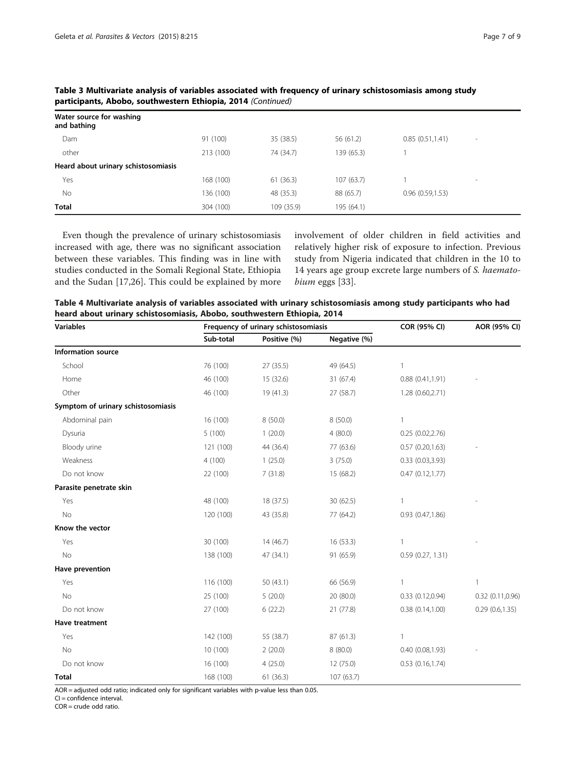**Table 3 Multivariate analysis of variables associated with frequency of urinary schistosomiasis among study participants, Abobo, southwestern Ethiopia, 2014** *(Continued)*

| | | | | | |
|---|---|---|---|---|---|
| **Water source for washing and bathing** | | | | | |
| Dam | 91 (100) | 35 (38.5) | 56 (61.2) | 0.85 (0.51,1.41) | - |
| other | 213 (100) | 74 (34.7) | 139 (65.3) | 1 | |
| **Heard about urinary schistosomiasis** | | | | | |
| Yes | 168 (100) | 61 (36.3) | 107 (63.7) | 1 | - |
| No | 136 (100) | 48 (35.3) | 88 (65.7) | 0.96 (0.59,1.53) | |
| **Total** | 304 (100) | 109 (35.9) | 195 (64.1) | | |

Even though the prevalence of urinary schistosomiasis increased with age, there was no significant association between these variables. This finding was in line with studies conducted in the Somali Regional State, Ethiopia and the Sudan [17,26]. This could be explained by more involvement of older children in field activities and relatively higher risk of exposure to infection. Previous study from Nigeria indicated that children in the 10 to 14 years age group excrete large numbers of *S. haematobium* eggs [33].

**Table 4 Multivariate analysis of variables associated with urinary schistosomiasis among study participants who had heard about urinary schistosomiasis, Abobo, southwestern Ethiopia, 2014**

| Variables | Frequency of urinary schistosomiasis | | | COR (95% CI) | AOR (95% CI) |
|---|---|---|---|---|---|
| | Sub-total | Positive (%) | Negative (%) | | |
| **Information source** | | | | | |
| School | 76 (100) | 27 (35.5) | 49 (64.5) | 1 | |
| Home | 46 (100) | 15 (32.6) | 31 (67.4) | 0.88 (0.41,1.91) | - |
| Other | 46 (100) | 19 (41.3) | 27 (58.7) | 1.28 (0.60,2.71) | |
| **Symptom of urinary schistosomiasis** | | | | | |
| Abdominal pain | 16 (100) | 8 (50.0) | 8 (50.0) | 1 | |
| Dysuria | 5 (100) | 1 (20.0) | 4 (80.0) | 0.25 (0.02,2.76) | |
| Bloody urine | 121 (100) | 44 (36.4) | 77 (63.6) | 0.57 (0.20,1.63) | - |
| Weakness | 4 (100) | 1 (25.0) | 3 (75.0) | 0.33 (0.03,3.93) | |
| Do not know | 22 (100) | 7 (31.8) | 15 (68.2) | 0.47 (0.12,1.77) | |
| **Parasite penetrate skin** | | | | | |
| Yes | 48 (100) | 18 (37.5) | 30 (62.5) | 1 | - |
| No | 120 (100) | 43 (35.8) | 77 (64.2) | 0.93 (0.47,1.86) | |
| **Know the vector** | | | | | |
| Yes | 30 (100) | 14 (46.7) | 16 (53.3) | 1 | - |
| No | 138 (100) | 47 (34.1) | 91 (65.9) | 0.59 (0.27, 1.31) | |
| **Have prevention** | | | | | |
| Yes | 116 (100) | 50 (43.1) | 66 (56.9) | 1 | 1 |
| No | 25 (100) | 5 (20.0) | 20 (80.0) | 0.33 (0.12,0.94) | 0.32 (0.11,0.96) |
| Do not know | 27 (100) | 6 (22.2) | 21 (77.8) | 0.38 (0.14,1.00) | 0.29 (0.6,1.35) |
| **Have treatment** | | | | | |
| Yes | 142 (100) | 55 (38.7) | 87 (61.3) | 1 | |
| No | 10 (100) | 2 (20.0) | 8 (80.0) | 0.40 (0.08,1.93) | - |
| Do not know | 16 (100) | 4 (25.0) | 12 (75.0) | 0.53 (0.16,1.74) | |
| **Total** | 168 (100) | 61 (36.3) | 107 (63.7) | | |

AOR = adjusted odd ratio; indicated only for significant variables with p-value less than 0.05.
CI = confidence interval.
COR = crude odd ratio.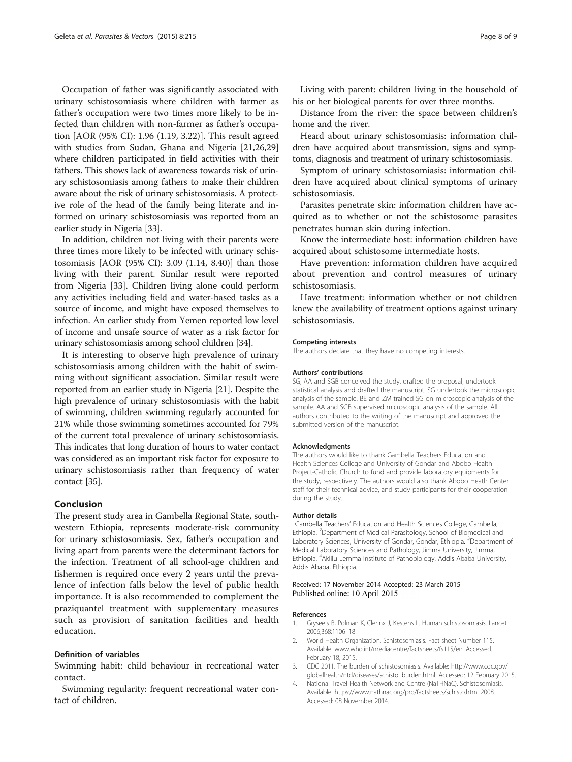Occupation of father was significantly associated with urinary schistosomiasis where children with farmer as father's occupation were two times more likely to be infected than children with non-farmer as father's occupation [AOR (95% CI): 1.96 (1.19, 3.22)]. This result agreed with studies from Sudan, Ghana and Nigeria [21,26,29] where children participated in field activities with their fathers. This shows lack of awareness towards risk of urinary schistosomiasis among fathers to make their children aware about the risk of urinary schistosomiasis. A protective role of the head of the family being literate and informed on urinary schistosomiasis was reported from an earlier study in Nigeria [33].

In addition, children not living with their parents were three times more likely to be infected with urinary schistosomiasis [AOR (95% CI): 3.09 (1.14, 8.40)] than those living with their parent. Similar result were reported from Nigeria [33]. Children living alone could perform any activities including field and water-based tasks as a source of income, and might have exposed themselves to infection. An earlier study from Yemen reported low level of income and unsafe source of water as a risk factor for urinary schistosomiasis among school children [34].

It is interesting to observe high prevalence of urinary schistosomiasis among children with the habit of swimming without significant association. Similar result were reported from an earlier study in Nigeria [21]. Despite the high prevalence of urinary schistosomiasis with the habit of swimming, children swimming regularly accounted for 21% while those swimming sometimes accounted for 79% of the current total prevalence of urinary schistosomiasis. This indicates that long duration of hours to water contact was considered as an important risk factor for exposure to urinary schistosomiasis rather than frequency of water contact [35].

## Conclusion

The present study area in Gambella Regional State, southwestern Ethiopia, represents moderate-risk community for urinary schistosomiasis. Sex, father's occupation and living apart from parents were the determinant factors for the infection. Treatment of all school-age children and fishermen is required once every 2 years until the prevalence of infection falls below the level of public health importance. It is also recommended to complement the praziquantel treatment with supplementary measures such as provision of sanitation facilities and health education.

### Definition of variables

Swimming habit: child behaviour in recreational water contact.

Swimming regularity: frequent recreational water contact of children.

Living with parent: children living in the household of his or her biological parents for over three months.

Distance from the river: the space between children's home and the river.

Heard about urinary schistosomiasis: information children have acquired about transmission, signs and symptoms, diagnosis and treatment of urinary schistosomiasis.

Symptom of urinary schistosomiasis: information children have acquired about clinical symptoms of urinary schistosomiasis.

Parasites penetrate skin: information children have acquired as to whether or not the schistosome parasites penetrates human skin during infection.

Know the intermediate host: information children have acquired about schistosome intermediate hosts.

Have prevention: information children have acquired about prevention and control measures of urinary schistosomiasis.

Have treatment: information whether or not children knew the availability of treatment options against urinary schistosomiasis.

#### Competing interests

The authors declare that they have no competing interests.

#### Authors' contributions

SG, AA and SGB conceived the study, drafted the proposal, undertook statistical analysis and drafted the manuscript. SG undertook the microscopic analysis of the sample. BE and ZM trained SG on microscopic analysis of the sample. AA and SGB supervised microscopic analysis of the sample. All authors contributed to the writing of the manuscript and approved the submitted version of the manuscript.

#### Acknowledgments

The authors would like to thank Gambella Teachers Education and Health Sciences College and University of Gondar and Abobo Health Project-Catholic Church to fund and provide laboratory equipments for the study, respectively. The authors would also thank Abobo Heath Center staff for their technical advice, and study participants for their cooperation during the study.

#### Author details

[1]Gambella Teachers' Education and Health Sciences College, Gambella, Ethiopia. [2]Department of Medical Parasitology, School of Biomedical and Laboratory Sciences, University of Gondar, Gondar, Ethiopia. [3]Department of Medical Laboratory Sciences and Pathology, Jimma University, Jimma, Ethiopia. [4]Aklilu Lemma Institute of Pathobiology, Addis Ababa University, Addis Ababa, Ethiopia.

Received: 17 November 2014 Accepted: 23 March 2015
Published online: 10 April 2015

#### References

1. Gryseels B, Polman K, Clerinx J, Kestens L. Human schistosomiasis. Lancet. 2006;368:1106–18.
2. World Health Organization. Schistosomiasis. Fact sheet Number 115. Available: www.who.int/mediacentre/factsheets/fs115/en. Accessed. February 18, 2015.
3. CDC 2011. The burden of schistosomiasis. Available: http://www.cdc.gov/globalhealth/ntd/diseases/schisto_burden.html. Accessed: 12 February 2015.
4. National Travel Health Network and Centre (NaTHNaC). Schistosomiasis. Available: https://www.nathnac.org/pro/factsheets/schisto.htm. 2008. Accessed: 08 November 2014.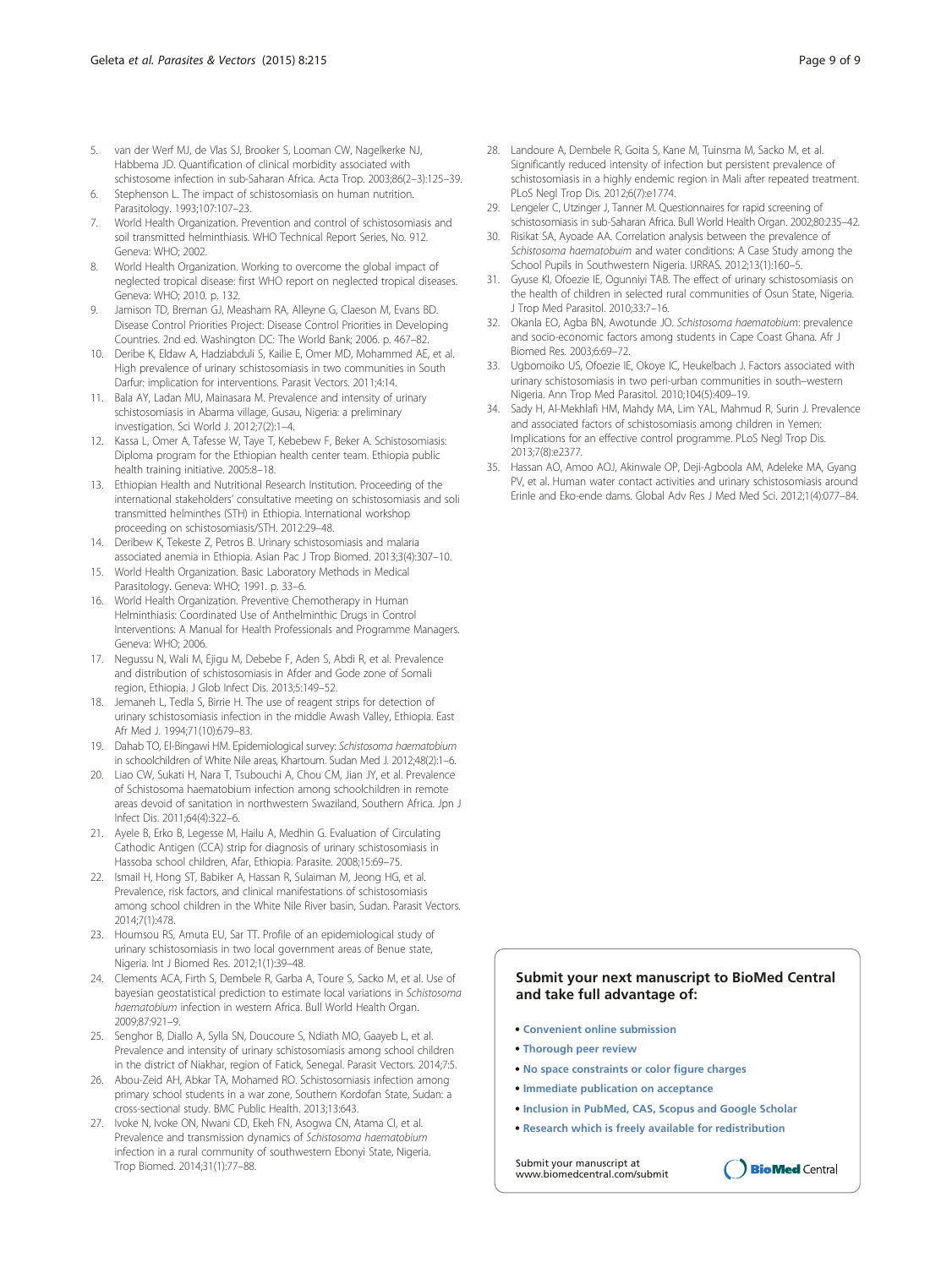5. van der Werf MJ, de Vlas SJ, Brooker S, Looman CW, Nagelkerke NJ, Habbema JD. Quantification of clinical morbidity associated with schistosome infection in sub-Saharan Africa. Acta Trop. 2003;86(2–3):125–39.
6. Stephenson L. The impact of schistosomiasis on human nutrition. Parasitology. 1993;107:107–23.
7. World Health Organization. Prevention and control of schistosomiasis and soil transmitted helminthiasis. WHO Technical Report Series, No. 912. Geneva: WHO; 2002.
8. World Health Organization. Working to overcome the global impact of neglected tropical disease: first WHO report on neglected tropical diseases. Geneva: WHO; 2010. p. 132.
9. Jamison TD, Breman GJ, Measham RA, Alleyne G, Claeson M, Evans BD. Disease Control Priorities Project: Disease Control Priorities in Developing Countries. 2nd ed. Washington DC: The World Bank; 2006. p. 467–82.
10. Deribe K, Eldaw A, Hadziabduli S, Kailie E, Omer MD, Mohammed AE, et al. High prevalence of urinary schistosomiasis in two communities in South Darfur: implication for interventions. Parasit Vectors. 2011;4:14.
11. Bala AY, Ladan MU, Mainasara M. Prevalence and intensity of urinary schistosomiasis in Abarma village, Gusau, Nigeria: a preliminary investigation. Sci World J. 2012;7(2):1–4.
12. Kassa L, Omer A, Tafesse W, Taye T, Kebebew F, Beker A. Schistosomiasis: Diploma program for the Ethiopian health center team. Ethiopia public health training initiative. 2005:8–18.
13. Ethiopian Health and Nutritional Research Institution. Proceeding of the international stakeholders' consultative meeting on schistosomiasis and soli transmitted helminthes (STH) in Ethiopia. International workshop proceeding on schistosomiasis/STH. 2012:29–48.
14. Deribew K, Tekeste Z, Petros B. Urinary schistosomiasis and malaria associated anemia in Ethiopia. Asian Pac J Trop Biomed. 2013;3(4):307–10.
15. World Health Organization. Basic Laboratory Methods in Medical Parasitology. Geneva: WHO; 1991. p. 33–6.
16. World Health Organization. Preventive Chemotherapy in Human Helminthiasis: Coordinated Use of Anthelminthic Drugs in Control Interventions: A Manual for Health Professionals and Programme Managers. Geneva: WHO; 2006.
17. Negussu N, Wali M, Ejigu M, Debebe F, Aden S, Abdi R, et al. Prevalence and distribution of schistosomiasis in Afder and Gode zone of Somali region, Ethiopia. J Glob Infect Dis. 2013;5:149–52.
18. Jemaneh L, Tedla S, Birrie H. The use of reagent strips for detection of urinary schistosomiasis infection in the middle Awash Valley, Ethiopia. East Afr Med J. 1994;71(10):679–83.
19. Dahab TO, El-Bingawi HM. Epidemiological survey: *Schistosoma haematobium* in schoolchildren of White Nile areas, Khartoum. Sudan Med J. 2012;48(2):1–6.
20. Liao CW, Sukati H, Nara T, Tsubouchi A, Chou CM, Jian JY, et al. Prevalence of Schistosoma haematobium infection among schoolchildren in remote areas devoid of sanitation in northwestern Swaziland, Southern Africa. Jpn J Infect Dis. 2011;64(4):322–6.
21. Ayele B, Erko B, Legesse M, Hailu A, Medhin G. Evaluation of Circulating Cathodic Antigen (CCA) strip for diagnosis of urinary schistosomiasis in Hassoba school children, Afar, Ethiopia. Parasite. 2008;15:69–75.
22. Ismail H, Hong ST, Babiker A, Hassan R, Sulaiman M, Jeong HG, et al. Prevalence, risk factors, and clinical manifestations of schistosomiasis among school children in the White Nile River basin, Sudan. Parasit Vectors. 2014;7(1):478.
23. Houmsou RS, Amuta EU, Sar TT. Profile of an epidemiological study of urinary schistosomiasis in two local government areas of Benue state, Nigeria. Int J Biomed Res. 2012;1(1):39–48.
24. Clements ACA, Firth S, Dembele R, Garba A, Toure S, Sacko M, et al. Use of bayesian geostatistical prediction to estimate local variations in *Schistosoma haematobium* infection in western Africa. Bull World Health Organ. 2009;87:921–9.
25. Senghor B, Diallo A, Sylla SN, Doucoure S, Ndiath MO, Gaayeb L, et al. Prevalence and intensity of urinary schistosomiasis among school children in the district of Niakhar, region of Fatick, Senegal. Parasit Vectors. 2014;7:5.
26. Abou-Zeid AH, Abkar TA, Mohamed RO. Schistosomiasis infection among primary school students in a war zone, Southern Kordofan State, Sudan: a cross-sectional study. BMC Public Health. 2013;13:643.
27. Ivoke N, Ivoke ON, Nwani CD, Ekeh FN, Asogwa CN, Atama CI, et al. Prevalence and transmission dynamics of *Schistosoma haematobium* infection in a rural community of southwestern Ebonyi State, Nigeria. Trop Biomed. 2014;31(1):77–88.
28. Landoure A, Dembele R, Goita S, Kane M, Tuinsma M, Sacko M, et al. Significantly reduced intensity of infection but persistent prevalence of schistosomiasis in a highly endemic region in Mali after repeated treatment. PLoS Negl Trop Dis. 2012;6(7):e1774.
29. Lengeler C, Utzinger J, Tanner M. Questionnaires for rapid screening of schistosomiasis in sub-Saharan Africa. Bull World Health Organ. 2002;80:235–42.
30. Risikat SA, Ayoade AA. Correlation analysis between the prevalence of *Schistosoma haematobuim* and water conditions: A Case Study among the School Pupils in Southwestern Nigeria. IJRRAS. 2012;13(1):160–5.
31. Gyuse KI, Ofoezie IE, Ogunniyi TAB. The effect of urinary schistosomiasis on the health of children in selected rural communities of Osun State, Nigeria. J Trop Med Parasitol. 2010;33:7–16.
32. Okanla EO, Agba BN, Awotunde JO. *Schistosoma haematobium*: prevalence and socio-economic factors among students in Cape Coast Ghana. Afr J Biomed Res. 2003;6:69–72.
33. Ugbomoiko US, Ofoezie IE, Okoye IC, Heukelbach J. Factors associated with urinary schistosomiasis in two peri-urban communities in south–western Nigeria. Ann Trop Med Parasitol. 2010;104(5):409–19.
34. Sady H, Al-Mekhlafi HM, Mahdy MA, Lim YAL, Mahmud R, Surin J. Prevalence and associated factors of schistosomiasis among children in Yemen: Implications for an effective control programme. PLoS Negl Trop Dis. 2013;7(8):e2377.
35. Hassan AO, Amoo AOJ, Akinwale OP, Deji-Agboola AM, Adeleke MA, Gyang PV, et al. Human water contact activities and urinary schistosomiasis around Erinle and Eko-ende dams. Global Adv Res J Med Med Sci. 2012;1(4):077–84.

**Submit your next manuscript to BioMed Central and take full advantage of:**

- **Convenient online submission**
- **Thorough peer review**
- **No space constraints or color figure charges**
- **Immediate publication on acceptance**
- **Inclusion in PubMed, CAS, Scopus and Google Scholar**
- **Research which is freely available for redistribution**

Submit your manuscript at
www.biomedcentral.com/submit

BioMed Central